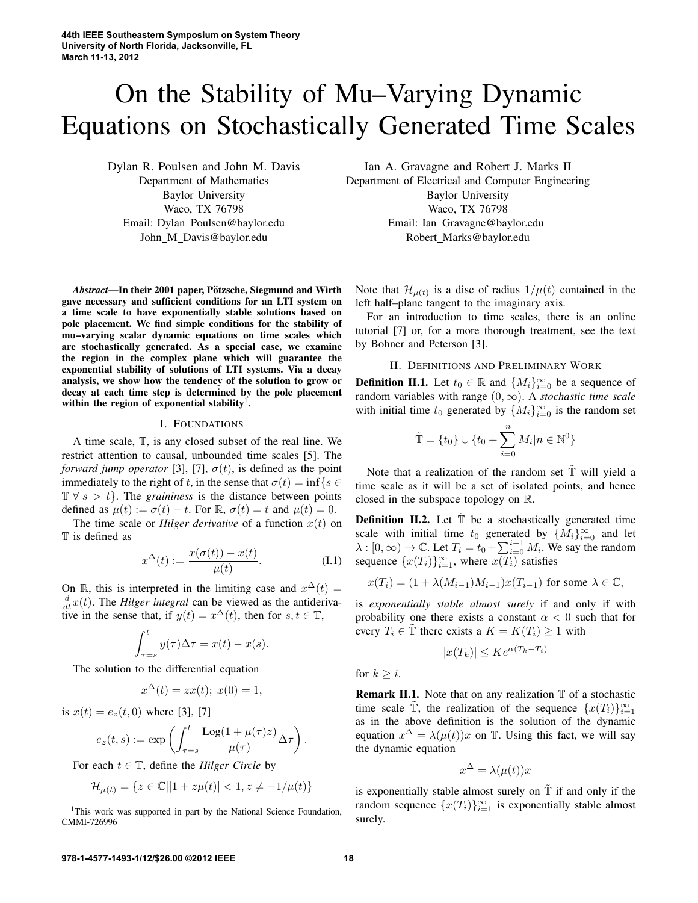# On the Stability of Mu–Varying Dynamic Equations on Stochastically Generated Time Scales

Dylan R. Poulsen and John M. Davis
Department of Mathematics
Baylor University
Waco, TX 76798
Email: Dylan_Poulsen@baylor.edu
John_M_Davis@baylor.edu

Ian A. Gravagne and Robert J. Marks II
Department of Electrical and Computer Engineering
Baylor University
Waco, TX 76798
Email: Ian_Gravagne@baylor.edu
Robert_Marks@baylor.edu

***Abstract*—In their 2001 paper, Pötzsche, Siegmund and Wirth gave necessary and sufficient conditions for an LTI system on a time scale to have exponentially stable solutions based on pole placement. We find simple conditions for the stability of mu–varying scalar dynamic equations on time scales which are stochastically generated. As a special case, we examine the region in the complex plane which will guarantee the exponential stability of solutions of LTI systems. Via a decay analysis, we show how the tendency of the solution to grow or decay at each time step is determined by the pole placement within the region of exponential stability[1].**

## I. Foundations

A time scale, $\mathbb{T}$, is any closed subset of the real line. We restrict attention to causal, unbounded time scales [5]. The *forward jump operator* [3], [7], $\sigma(t)$, is defined as the point immediately to the right of $t$, in the sense that $\sigma(t) = \inf\{s \in \mathbb{T} \; \forall \; s > t\}$. The *graininess* is the distance between points defined as $\mu(t) := \sigma(t) - t$. For $\mathbb{R}$, $\sigma(t) = t$ and $\mu(t) = 0$.

The time scale or *Hilger derivative* of a function $x(t)$ on $\mathbb{T}$ is defined as

$$x^{\Delta}(t) := \frac{x(\sigma(t)) - x(t)}{\mu(t)}. \tag{I.1}$$

On $\mathbb{R}$, this is interpreted in the limiting case and $x^{\Delta}(t) = \frac{d}{dt}x(t)$. The *Hilger integral* can be viewed as the antiderivative in the sense that, if $y(t) = x^{\Delta}(t)$, then for $s, t \in \mathbb{T}$,

$$\int_{\tau=s}^{t} y(\tau)\Delta\tau = x(t) - x(s).$$

The solution to the differential equation

$$x^{\Delta}(t) = zx(t); \; x(0) = 1,$$

is $x(t) = e_z(t, 0)$ where [3], [7]

$$e_z(t, s) := \exp\left(\int_{\tau=s}^{t} \frac{\text{Log}(1 + \mu(\tau)z)}{\mu(\tau)}\Delta\tau\right).$$

For each $t \in \mathbb{T}$, define the *Hilger Circle* by

$$\mathcal{H}_{\mu(t)} = \{z \in \mathbb{C} | |1 + z\mu(t)| < 1, z \neq -1/\mu(t)\}$$

Note that $\mathcal{H}_{\mu(t)}$ is a disc of radius $1/\mu(t)$ contained in the left half–plane tangent to the imaginary axis.

For an introduction to time scales, there is an online tutorial [7] or, for a more thorough treatment, see the text by Bohner and Peterson [3].

## II. Definitions and Preliminary Work

**Definition II.1.** Let $t_0 \in \mathbb{R}$ and $\{M_i\}_{i=0}^{\infty}$ be a sequence of random variables with range $(0, \infty)$. A *stochastic time scale* with initial time $t_0$ generated by $\{M_i\}_{i=0}^{\infty}$ is the random set

$$\tilde{\mathbb{T}} = \{t_0\} \cup \{t_0 + \sum_{i=0}^{n} M_i | n \in \mathbb{N}^0\}$$

Note that a realization of the random set $\tilde{\mathbb{T}}$ will yield a time scale as it will be a set of isolated points, and hence closed in the subspace topology on $\mathbb{R}$.

**Definition II.2.** Let $\tilde{\mathbb{T}}$ be a stochastically generated time scale with initial time $t_0$ generated by $\{M_i\}_{i=0}^{\infty}$ and let $\lambda : [0, \infty) \to \mathbb{C}$. Let $T_i = t_0 + \sum_{i=0}^{i-1} M_i$. We say the random sequence $\{x(T_i)\}_{i=1}^{\infty}$, where $x(T_i)$ satisfies

$$x(T_i) = (1 + \lambda(M_{i-1})M_{i-1})x(T_{i-1}) \text{ for some } \lambda \in \mathbb{C},$$

is *exponentially stable almost surely* if and only if with probability one there exists a constant $\alpha < 0$ such that for every $T_i \in \tilde{\mathbb{T}}$ there exists a $K = K(T_i) \geq 1$ with

$$|x(T_k)| \leq Ke^{\alpha(T_k - T_i)}$$

for $k \geq i$.

**Remark II.1.** Note that on any realization $\mathbb{T}$ of a stochastic time scale $\tilde{\mathbb{T}}$, the realization of the sequence $\{x(T_i)\}_{i=1}^{\infty}$ as in the above definition is the solution of the dynamic equation $x^{\Delta} = \lambda(\mu(t))x$ on $\mathbb{T}$. Using this fact, we will say the dynamic equation

$$x^{\Delta} = \lambda(\mu(t))x$$

is exponentially stable almost surely on $\tilde{\mathbb{T}}$ if and only if the random sequence $\{x(T_i)\}_{i=1}^{\infty}$ is exponentially stable almost surely.

[1]This work was supported in part by the National Science Foundation, CMMI-726996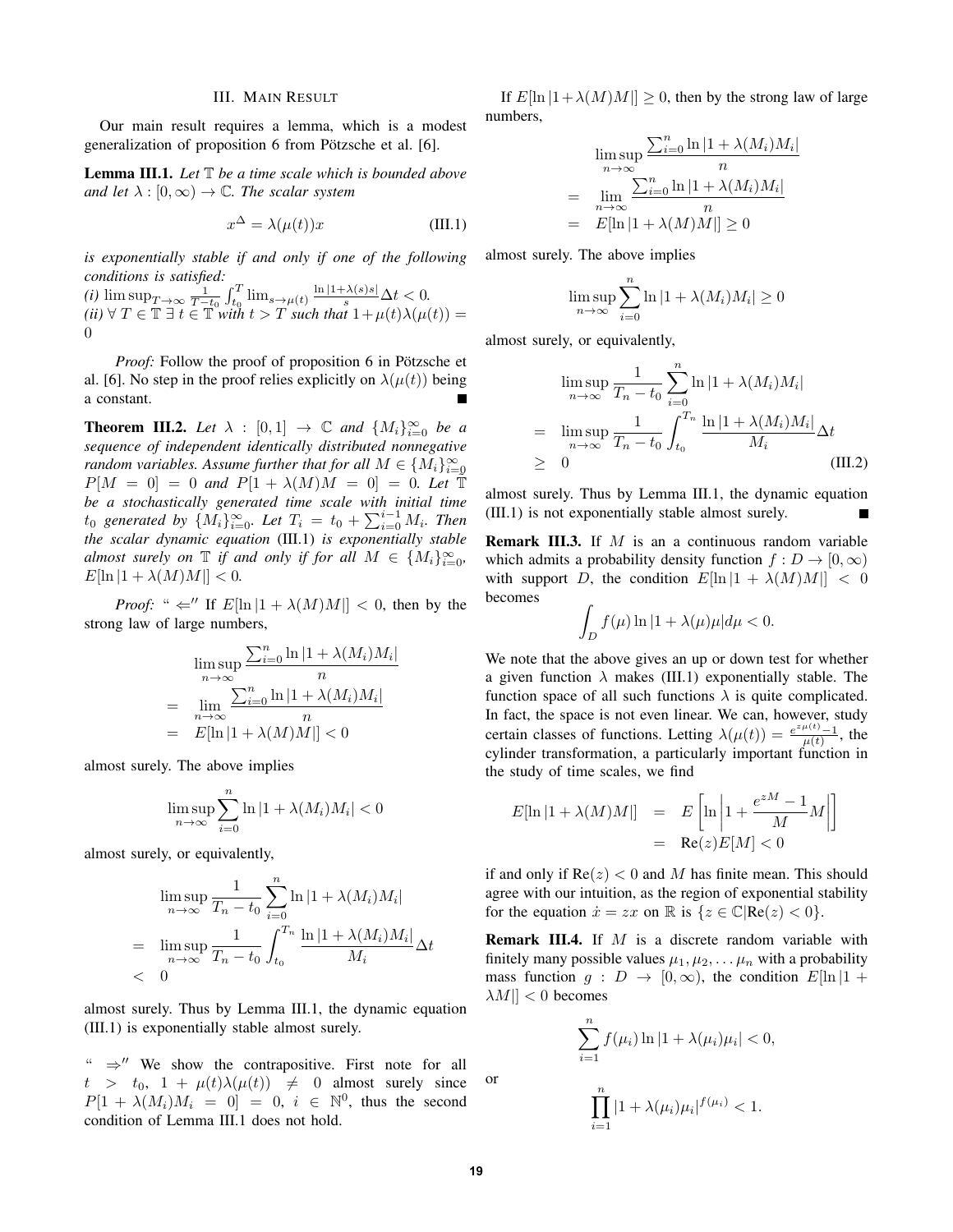## III. Main Result

Our main result requires a lemma, which is a modest generalization of proposition 6 from Pötzsche et al. [6].

**Lemma III.1.** *Let $\mathbb{T}$ be a time scale which is bounded above and let $\lambda : [0, \infty) \to \mathbb{C}$. The scalar system*

$$x^{\Delta} = \lambda(\mu(t))x \tag{III.1}$$

*is exponentially stable if and only if one of the following conditions is satisfied:*
*(i)* $\limsup_{T\to\infty} \frac{1}{T-t_0}\int_{t_0}^{T} \lim_{s\to\mu(t)} \frac{\ln|1+\lambda(s)s|}{s}\Delta t < 0.$
*(ii)* $\forall\, T \in \mathbb{T}\ \exists\, t \in \mathbb{T}$ *with* $t > T$ *such that* $1+\mu(t)\lambda(\mu(t)) = 0$

*Proof:* Follow the proof of proposition 6 in Pötzsche et al. [6]. No step in the proof relies explicitly on $\lambda(\mu(t))$ being a constant. ∎

**Theorem III.2.** *Let $\lambda : [0, 1] \to \mathbb{C}$ and $\{M_i\}_{i=0}^{\infty}$ be a sequence of independent identically distributed nonnegative random variables. Assume further that for all $M \in \{M_i\}_{i=0}^{\infty}$ $P[M = 0] = 0$ and $P[1 + \lambda(M)M = 0] = 0$. Let $\mathbb{T}$ be a stochastically generated time scale with initial time $t_0$ generated by $\{M_i\}_{i=0}^{\infty}$. Let $T_i = t_0 + \sum_{i=0}^{i-1} M_i$. Then the scalar dynamic equation* (III.1) *is exponentially stable almost surely on $\mathbb{T}$ if and only if for all $M \in \{M_i\}_{i=0}^{\infty}$, $E[\ln|1 + \lambda(M)M|] < 0$.*

*Proof:* "$\Leftarrow$" If $E[\ln|1 + \lambda(M)M|] < 0$, then by the strong law of large numbers,

$$\begin{aligned}
&\limsup_{n\to\infty} \frac{\sum_{i=0}^{n} \ln|1 + \lambda(M_i)M_i|}{n} \\
=\ &\lim_{n\to\infty} \frac{\sum_{i=0}^{n} \ln|1 + \lambda(M_i)M_i|}{n} \\
=\ &E[\ln|1 + \lambda(M)M|] < 0
\end{aligned}$$

almost surely. The above implies

$$\limsup_{n\to\infty} \sum_{i=0}^{n} \ln|1 + \lambda(M_i)M_i| < 0$$

almost surely, or equivalently,

$$\begin{aligned}
&\limsup_{n\to\infty} \frac{1}{T_n - t_0} \sum_{i=0}^{n} \ln|1 + \lambda(M_i)M_i| \\
=\ &\limsup_{n\to\infty} \frac{1}{T_n - t_0} \int_{t_0}^{T_n} \frac{\ln|1 + \lambda(M_i)M_i|}{M_i}\Delta t \\
<\ &0
\end{aligned}$$

almost surely. Thus by Lemma III.1, the dynamic equation (III.1) is exponentially stable almost surely.

"$\Rightarrow$" We show the contrapositive. First note for all $t > t_0$, $1 + \mu(t)\lambda(\mu(t)) \neq 0$ almost surely since $P[1 + \lambda(M_i)M_i = 0] = 0$, $i \in \mathbb{N}^0$, thus the second condition of Lemma III.1 does not hold.

If $E[\ln|1+\lambda(M)M|] \geq 0$, then by the strong law of large numbers,

$$\begin{aligned}
&\limsup_{n\to\infty} \frac{\sum_{i=0}^{n} \ln|1 + \lambda(M_i)M_i|}{n} \\
=\ &\lim_{n\to\infty} \frac{\sum_{i=0}^{n} \ln|1 + \lambda(M_i)M_i|}{n} \\
=\ &E[\ln|1 + \lambda(M)M|] \geq 0
\end{aligned}$$

almost surely. The above implies

$$\limsup_{n\to\infty} \sum_{i=0}^{n} \ln|1 + \lambda(M_i)M_i| \geq 0$$

almost surely, or equivalently,

$$\begin{aligned}
&\limsup_{n\to\infty} \frac{1}{T_n - t_0} \sum_{i=0}^{n} \ln|1 + \lambda(M_i)M_i| \\
=\ &\limsup_{n\to\infty} \frac{1}{T_n - t_0} \int_{t_0}^{T_n} \frac{\ln|1 + \lambda(M_i)M_i|}{M_i}\Delta t \\
\geq\ &0
\end{aligned} \tag{III.2}$$

almost surely. Thus by Lemma III.1, the dynamic equation (III.1) is not exponentially stable almost surely. ∎

**Remark III.3.** If $M$ is an a continuous random variable which admits a probability density function $f : D \to [0, \infty)$ with support $D$, the condition $E[\ln|1 + \lambda(M)M|] < 0$ becomes

$$\int_D f(\mu) \ln|1 + \lambda(\mu)\mu| d\mu < 0.$$

We note that the above gives an up or down test for whether a given function $\lambda$ makes (III.1) exponentially stable. The function space of all such functions $\lambda$ is quite complicated. In fact, the space is not even linear. We can, however, study certain classes of functions. Letting $\lambda(\mu(t)) = \frac{e^{z\mu(t)}-1}{\mu(t)}$, the cylinder transformation, a particularly important function in the study of time scales, we find

$$\begin{aligned}
E[\ln|1 + \lambda(M)M|] &= E\left[\ln\left|1 + \frac{e^{zM} - 1}{M}M\right|\right] \\
&= \mathrm{Re}(z)E[M] < 0
\end{aligned}$$

if and only if $\mathrm{Re}(z) < 0$ and $M$ has finite mean. This should agree with our intuition, as the region of exponential stability for the equation $\dot{x} = zx$ on $\mathbb{R}$ is $\{z \in \mathbb{C}|\mathrm{Re}(z) < 0\}$.

**Remark III.4.** If $M$ is a discrete random variable with finitely many possible values $\mu_1, \mu_2, \ldots \mu_n$ with a probability mass function $g : D \to [0, \infty)$, the condition $E[\ln|1 + \lambda M|] < 0$ becomes

$$\sum_{i=1}^{n} f(\mu_i) \ln|1 + \lambda(\mu_i)\mu_i| < 0,$$

or

$$\prod_{i=1}^{n} |1 + \lambda(\mu_i)\mu_i|^{f(\mu_i)} < 1.$$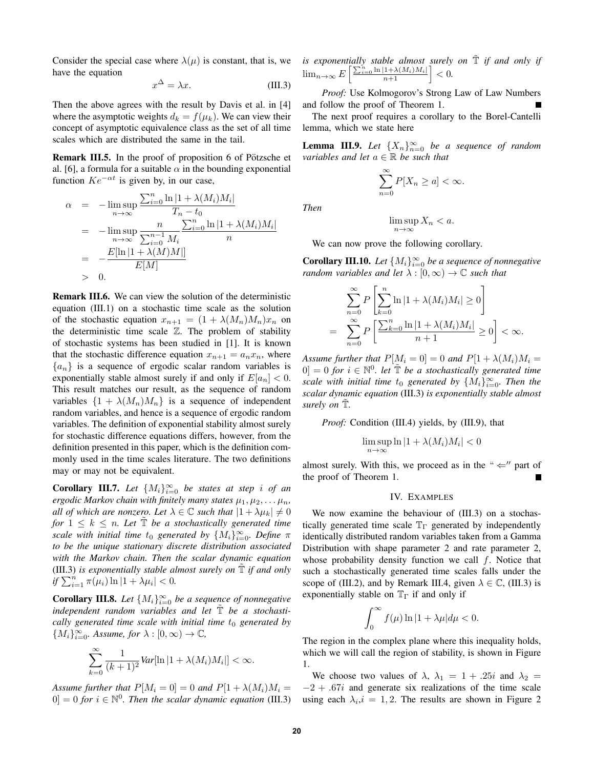Consider the special case where $\lambda(\mu)$ is constant, that is, we have the equation

$$x^{\Delta} = \lambda x. \tag{III.3}$$

Then the above agrees with the result by Davis et al. in [4] where the asymptotic weights $d_k = f(\mu_k)$. We can view their concept of asymptotic equivalence class as the set of all time scales which are distributed the same in the tail.

**Remark III.5.** In the proof of proposition 6 of Pötzsche et al. [6], a formula for a suitable $\alpha$ in the bounding exponential function $Ke^{-\alpha t}$ is given by, in our case,

$$\begin{aligned}
\alpha &= -\limsup_{n\to\infty} \frac{\sum_{i=0}^{n} \ln|1+\lambda(M_i)M_i|}{T_n - t_0} \\
&= -\limsup_{n\to\infty} \frac{n}{\sum_{i=0}^{n-1} M_i} \frac{\sum_{i=0}^{n} \ln|1+\lambda(M_i)M_i|}{n} \\
&= -\frac{E[\ln|1+\lambda(M)M|]}{E[M]} \\
&> 0.
\end{aligned}$$

**Remark III.6.** We can view the solution of the deterministic equation (III.1) on a stochastic time scale as the solution of the stochastic equation $x_{n+1} = (1 + \lambda(M_n)M_n)x_n$ on the deterministic time scale $\mathbb{Z}$. The problem of stability of stochastic systems has been studied in [1]. It is known that the stochastic difference equation $x_{n+1} = a_n x_n$, where $\{a_n\}$ is a sequence of ergodic scalar random variables is exponentially stable almost surely if and only if $E[a_n] < 0$. This result matches our result, as the sequence of random variables $\{1 + \lambda(M_n)M_n\}$ is a sequence of independent random variables, and hence is a sequence of ergodic random variables. The definition of exponential stability almost surely for stochastic difference equations differs, however, from the definition presented in this paper, which is the definition commonly used in the time scales literature. The two definitions may or may not be equivalent.

**Corollary III.7.** *Let $\{M_i\}_{i=0}^{\infty}$ be states at step $i$ of an ergodic Markov chain with finitely many states $\mu_1, \mu_2, \ldots \mu_n$, all of which are nonzero. Let $\lambda \in \mathbb{C}$ such that $|1 + \lambda\mu_k| \neq 0$ for $1 \leq k \leq n$. Let $\tilde{\mathbb{T}}$ be a stochastically generated time scale with initial time $t_0$ generated by $\{M_i\}_{i=0}^{\infty}$. Define $\pi$ to be the unique stationary discrete distribution associated with the Markov chain. Then the scalar dynamic equation* (III.3) *is exponentially stable almost surely on $\tilde{\mathbb{T}}$ if and only if $\sum_{i=1}^{n} \pi(\mu_i)\ln|1 + \lambda\mu_i| < 0$.*

**Corollary III.8.** *Let $\{M_i\}_{i=0}^{\infty}$ be a sequence of nonnegative independent random variables and let $\tilde{\mathbb{T}}$ be a stochastically generated time scale with initial time $t_0$ generated by $\{M_i\}_{i=0}^{\infty}$. Assume, for $\lambda : [0, \infty) \to \mathbb{C}$,*

$$\sum_{k=0}^{\infty} \frac{1}{(k+1)^2} Var[\ln|1 + \lambda(M_i)M_i|] < \infty.$$

*Assume further that $P[M_i = 0] = 0$ and $P[1 + \lambda(M_i)M_i = 0] = 0$ for $i \in \mathbb{N}^0$. Then the scalar dynamic equation* (III.3) *is exponentially stable almost surely on $\tilde{\mathbb{T}}$ if and only if $\lim_{n\to\infty} E\left[\frac{\sum_{i=0}^{n} \ln|1+\lambda(M_i)M_i|}{n+1}\right] < 0$.*

*Proof:* Use Kolmogorov's Strong Law of Law Numbers and follow the proof of Theorem 1. ■

The next proof requires a corollary to the Borel-Cantelli lemma, which we state here

**Lemma III.9.** *Let $\{X_n\}_{n=0}^{\infty}$ be a sequence of random variables and let $a \in \mathbb{R}$ be such that*

$$\sum_{n=0}^{\infty} P[X_n \geq a] < \infty.$$

*Then*

$$\limsup_{n\to\infty} X_n < a.$$

We can now prove the following corollary.

**Corollary III.10.** *Let $\{M_i\}_{i=0}^{\infty}$ be a sequence of nonnegative random variables and let $\lambda : [0, \infty) \to \mathbb{C}$ such that*

$$\begin{aligned}
&\sum_{n=0}^{\infty} P\left[\sum_{k=0}^{n} \ln|1 + \lambda(M_i)M_i| \geq 0\right] \\
= &\sum_{n=0}^{\infty} P\left[\frac{\sum_{k=0}^{n} \ln|1 + \lambda(M_i)M_i|}{n+1} \geq 0\right] < \infty.
\end{aligned}$$

*Assume further that $P[M_i = 0] = 0$ and $P[1 + \lambda(M_i)M_i = 0] = 0$ for $i \in \mathbb{N}^0$. let $\tilde{\mathbb{T}}$ be a stochastically generated time scale with initial time $t_0$ generated by $\{M_i\}_{i=0}^{\infty}$. Then the scalar dynamic equation* (III.3) *is exponentially stable almost surely on $\tilde{\mathbb{T}}$.*

*Proof:* Condition (III.4) yields, by (III.9), that

$$\limsup_{n\to\infty} \ln|1 + \lambda(M_i)M_i| < 0$$

almost surely. With this, we proceed as in the "$\Leftarrow$" part of the proof of Theorem 1. ■

## IV. Examples

We now examine the behaviour of (III.3) on a stochastically generated time scale $\mathbb{T}_{\Gamma}$ generated by independently identically distributed random variables taken from a Gamma Distribution with shape parameter 2 and rate parameter 2, whose probability density function we call $f$. Notice that such a stochastically generated time scales falls under the scope of (III.2), and by Remark III.4, given $\lambda \in \mathbb{C}$, (III.3) is exponentially stable on $\mathbb{T}_{\Gamma}$ if and only if

$$\int_0^{\infty} f(\mu) \ln|1 + \lambda\mu| d\mu < 0.$$

The region in the complex plane where this inequality holds, which we will call the region of stability, is shown in Figure 1.

We choose two values of $\lambda$, $\lambda_1 = 1 + .25i$ and $\lambda_2 = -2 + .67i$ and generate six realizations of the time scale using each $\lambda_i, i = 1, 2$. The results are shown in Figure 2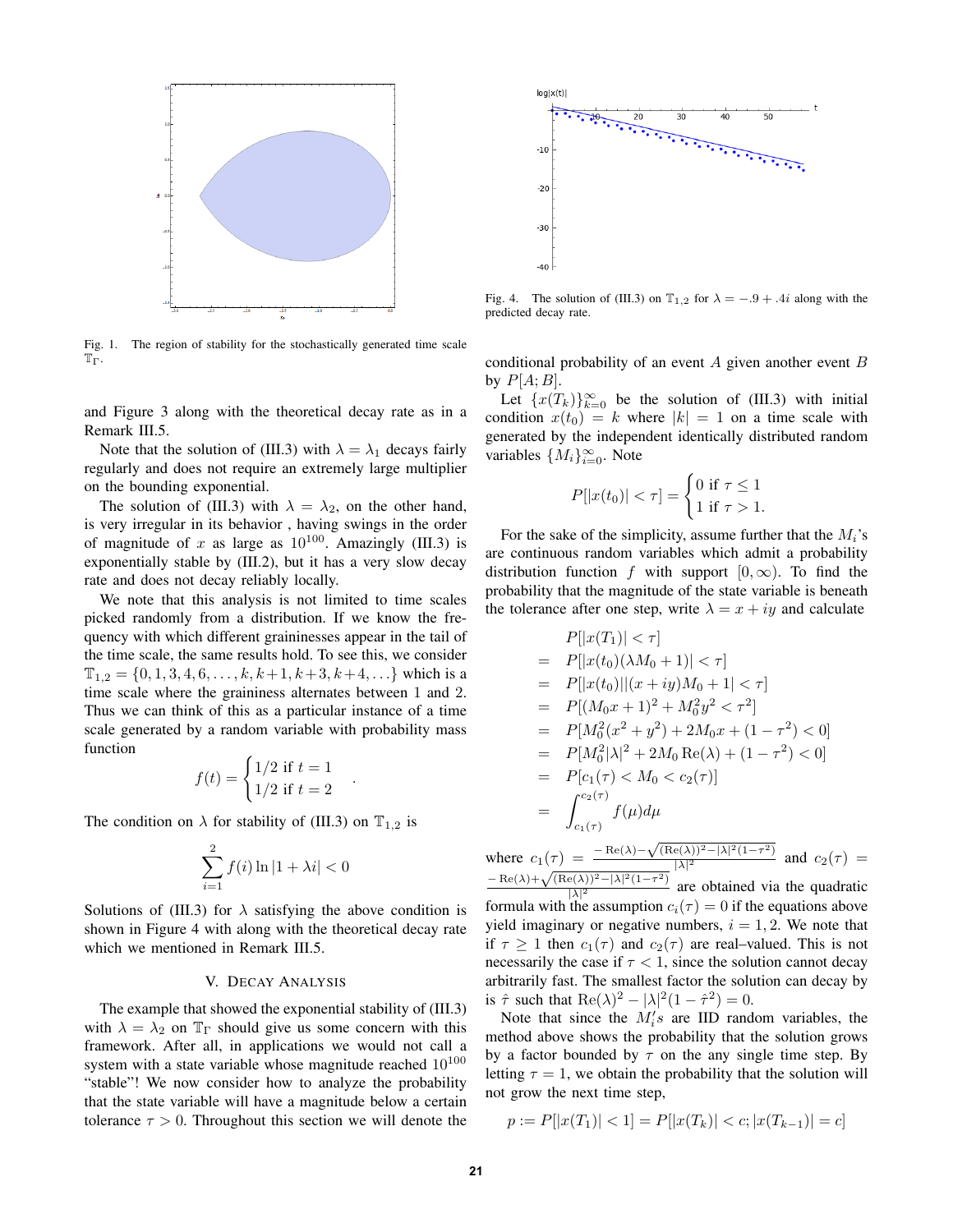Fig. 1. The region of stability for the stochastically generated time scale $\mathbb{T}_\Gamma$.

log|x(t)|

t

10 20 30 40 50

-10

-20

-30

-40

Fig. 4. The solution of (III.3) on $\mathbb{T}_{1,2}$ for $\lambda = -.9 + .4i$ along with the predicted decay rate.

and Figure 3 along with the theoretical decay rate as in a Remark III.5.

Note that the solution of (III.3) with $\lambda = \lambda_1$ decays fairly regularly and does not require an extremely large multiplier on the bounding exponential.

The solution of (III.3) with $\lambda = \lambda_2$, on the other hand, is very irregular in its behavior , having swings in the order of magnitude of $x$ as large as $10^{100}$. Amazingly (III.3) is exponentially stable by (III.2), but it has a very slow decay rate and does not decay reliably locally.

We note that this analysis is not limited to time scales picked randomly from a distribution. If we know the frequency with which different graininesses appear in the tail of the time scale, the same results hold. To see this, we consider $\mathbb{T}_{1,2} = \{0, 1, 3, 4, 6, \ldots, k, k+1, k+3, k+4, \ldots\}$ which is a time scale where the graininess alternates between 1 and 2. Thus we can think of this as a particular instance of a time scale generated by a random variable with probability mass function

$$f(t) = \begin{cases} 1/2 \text{ if } t = 1 \\ 1/2 \text{ if } t = 2 \end{cases} .$$

The condition on $\lambda$ for stability of (III.3) on $\mathbb{T}_{1,2}$ is

$$\sum_{i=1}^{2} f(i) \ln |1 + \lambda i| < 0$$

Solutions of (III.3) for $\lambda$ satisfying the above condition is shown in Figure 4 with along with the theoretical decay rate which we mentioned in Remark III.5.

## V. Decay Analysis

The example that showed the exponential stability of (III.3) with $\lambda = \lambda_2$ on $\mathbb{T}_\Gamma$ should give us some concern with this framework. After all, in applications we would not call a system with a state variable whose magnitude reached $10^{100}$ "stable"! We now consider how to analyze the probability that the state variable will have a magnitude below a certain tolerance $\tau > 0$. Throughout this section we will denote the conditional probability of an event $A$ given another event $B$ by $P[A; B]$.

Let $\{x(T_k)\}_{k=0}^{\infty}$ be the solution of (III.3) with initial condition $x(t_0) = k$ where $|k| = 1$ on a time scale with generated by the independent identically distributed random variables $\{M_i\}_{i=0}^{\infty}$. Note

$$P[|x(t_0)| < \tau] = \begin{cases} 0 \text{ if } \tau \leq 1 \\ 1 \text{ if } \tau > 1. \end{cases}$$

For the sake of the simplicity, assume further that the $M_i$'s are continuous random variables which admit a probability distribution function $f$ with support $[0, \infty)$. To find the probability that the magnitude of the state variable is beneath the tolerance after one step, write $\lambda = x + iy$ and calculate

$$\begin{aligned}
& P[|x(T_1)| < \tau] \\
= \; & P[|x(t_0)(\lambda M_0 + 1)| < \tau] \\
= \; & P[|x(t_0)||(x + iy)M_0 + 1| < \tau] \\
= \; & P[(M_0 x + 1)^2 + M_0^2 y^2 < \tau^2] \\
= \; & P[M_0^2(x^2 + y^2) + 2M_0 x + (1 - \tau^2) < 0] \\
= \; & P[M_0^2 |\lambda|^2 + 2M_0 \operatorname{Re}(\lambda) + (1 - \tau^2) < 0] \\
= \; & P[c_1(\tau) < M_0 < c_2(\tau)] \\
= \; & \int_{c_1(\tau)}^{c_2(\tau)} f(\mu) d\mu
\end{aligned}$$

where $c_1(\tau) = \frac{-\operatorname{Re}(\lambda) - \sqrt{(\operatorname{Re}(\lambda))^2 - |\lambda|^2(1-\tau^2)}}{|\lambda|^2}$ and $c_2(\tau) = \frac{-\operatorname{Re}(\lambda) + \sqrt{(\operatorname{Re}(\lambda))^2 - |\lambda|^2(1-\tau^2)}}{|\lambda|^2}$ are obtained via the quadratic formula with the assumption $c_i(\tau) = 0$ if the equations above yield imaginary or negative numbers, $i = 1, 2$. We note that if $\tau \geq 1$ then $c_1(\tau)$ and $c_2(\tau)$ are real–valued. This is not necessarily the case if $\tau < 1$, since the solution cannot decay arbitrarily fast. The smallest factor the solution can decay by is $\hat{\tau}$ such that $\operatorname{Re}(\lambda)^2 - |\lambda|^2(1 - \hat{\tau}^2) = 0$.

Note that since the $M_i's$ are IID random variables, the method above shows the probability that the solution grows by a factor bounded by $\tau$ on the any single time step. By letting $\tau = 1$, we obtain the probability that the solution will not grow the next time step,

$$p := P[|x(T_1)| < 1] = P[|x(T_k)| < c; |x(T_{k-1})| = c]$$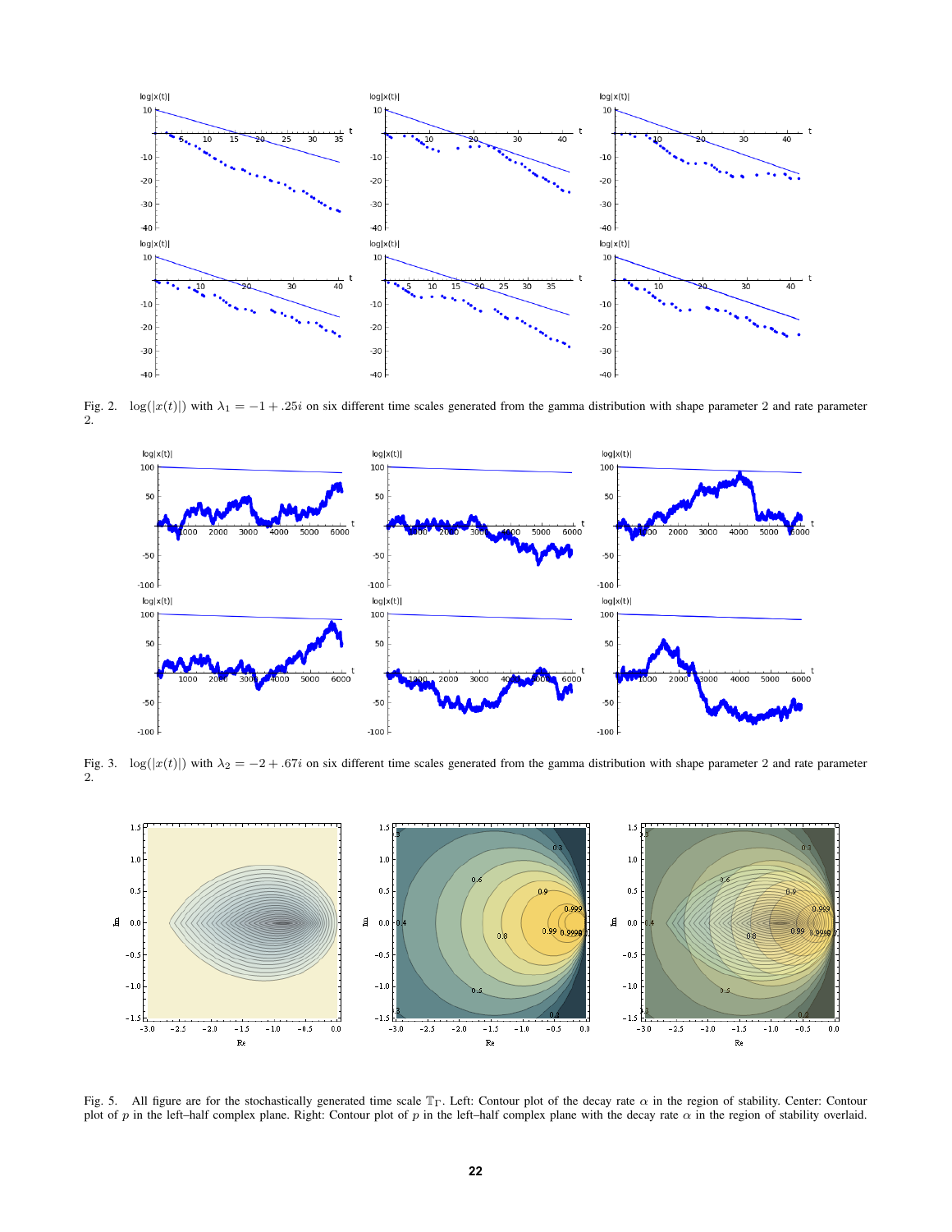log|x(t)|

Fig. 2. $\log(|x(t)|)$ with $\lambda_1 = -1 + .25i$ on six different time scales generated from the gamma distribution with shape parameter 2 and rate parameter 2.

log|x(t)|

Fig. 3. $\log(|x(t)|)$ with $\lambda_2 = -2 + .67i$ on six different time scales generated from the gamma distribution with shape parameter 2 and rate parameter 2.

Fig. 5. All figure are for the stochastically generated time scale $\mathbb{T}_\Gamma$. Left: Contour plot of the decay rate $\alpha$ in the region of stability. Center: Contour plot of $p$ in the left–half complex plane. Right: Contour plot of $p$ in the left–half complex plane with the decay rate $\alpha$ in the region of stability overlaid.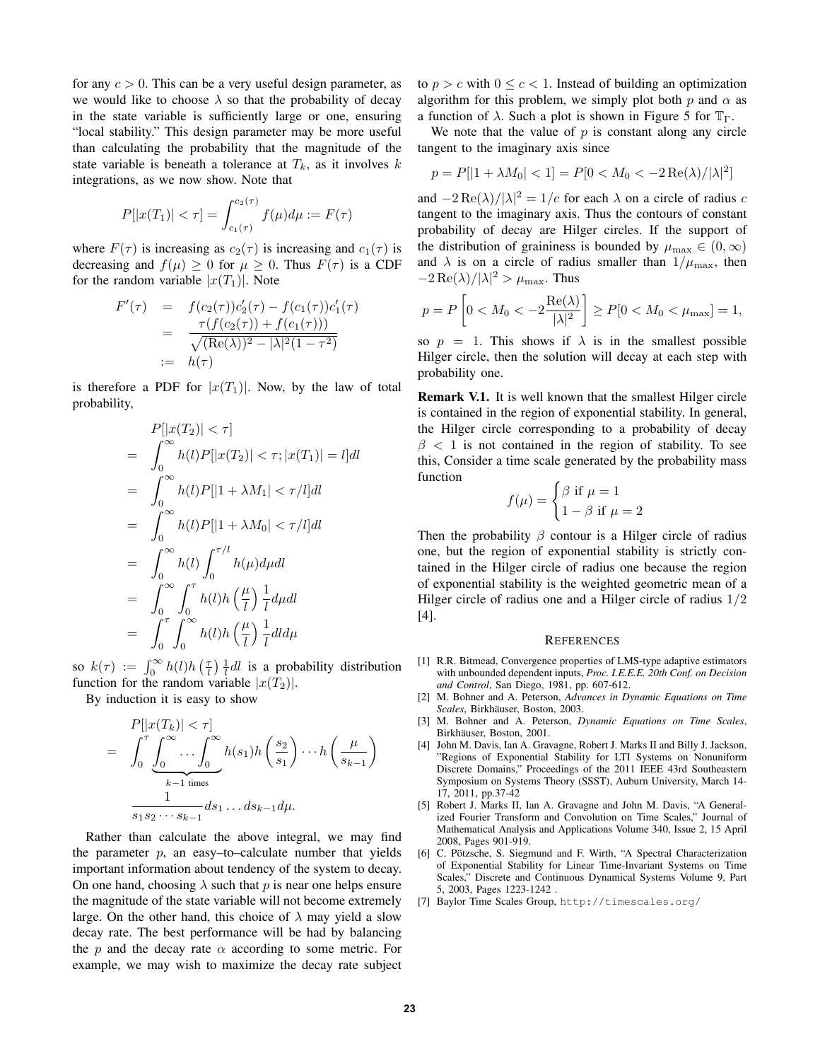for any $c > 0$. This can be a very useful design parameter, as we would like to choose $\lambda$ so that the probability of decay in the state variable is sufficiently large or one, ensuring "local stability." This design parameter may be more useful than calculating the probability that the magnitude of the state variable is beneath a tolerance at $T_k$, as it involves $k$ integrations, as we now show. Note that

$$P[|x(T_1)| < \tau] = \int_{c_1(\tau)}^{c_2(\tau)} f(\mu) d\mu := F(\tau)$$

where $F(\tau)$ is increasing as $c_2(\tau)$ is increasing and $c_1(\tau)$ is decreasing and $f(\mu) \geq 0$ for $\mu \geq 0$. Thus $F(\tau)$ is a CDF for the random variable $|x(T_1)|$. Note

$$\begin{aligned} F'(\tau) &= f(c_2(\tau))c_2'(\tau) - f(c_1(\tau))c_1'(\tau) \\ &= \frac{\tau(f(c_2(\tau)) + f(c_1(\tau)))}{\sqrt{(\mathrm{Re}(\lambda))^2 - |\lambda|^2(1-\tau^2)}} \\ &:= h(\tau) \end{aligned}$$

is therefore a PDF for $|x(T_1)|$. Now, by the law of total probability,

$$\begin{aligned} & P[|x(T_2)| < \tau] \\ =& \int_0^\infty h(l) P[|x(T_2)| < \tau; |x(T_1)| = l] dl \\ =& \int_0^\infty h(l) P[|1 + \lambda M_1| < \tau/l] dl \\ =& \int_0^\infty h(l) P[|1 + \lambda M_0| < \tau/l] dl \\ =& \int_0^\infty h(l) \int_0^{\tau/l} h(\mu) d\mu dl \\ =& \int_0^\infty \int_0^\tau h(l) h\left(\frac{\mu}{l}\right) \frac{1}{l} d\mu dl \\ =& \int_0^\tau \int_0^\infty h(l) h\left(\frac{\mu}{l}\right) \frac{1}{l} dl d\mu \end{aligned}$$

so $k(\tau) := \int_0^\infty h(l) h\left(\frac{\tau}{l}\right) \frac{1}{l} dl$ is a probability distribution function for the random variable $|x(T_2)|$.

By induction it is easy to show

$$\begin{aligned} & P[|x(T_k)| < \tau] \\ =& \int_0^\tau \underbrace{\int_0^\infty \dots \int_0^\infty}_{k-1 \text{ times}} h(s_1) h\left(\frac{s_2}{s_1}\right) \cdots h\left(\frac{\mu}{s_{k-1}}\right) \\ & \frac{1}{s_1 s_2 \cdots s_{k-1}} ds_1 \dots ds_{k-1} d\mu. \end{aligned}$$

Rather than calculate the above integral, we may find the parameter $p$, an easy–to–calculate number that yields important information about tendency of the system to decay. On one hand, choosing $\lambda$ such that $p$ is near one helps ensure the magnitude of the state variable will not become extremely large. On the other hand, this choice of $\lambda$ may yield a slow decay rate. The best performance will be had by balancing the $p$ and the decay rate $\alpha$ according to some metric. For example, we may wish to maximize the decay rate subject to $p > c$ with $0 \leq c < 1$. Instead of building an optimization algorithm for this problem, we simply plot both $p$ and $\alpha$ as a function of $\lambda$. Such a plot is shown in Figure 5 for $\mathbb{T}_\Gamma$.

We note that the value of $p$ is constant along any circle tangent to the imaginary axis since

$$p = P[|1 + \lambda M_0| < 1] = P[0 < M_0 < -2\,\mathrm{Re}(\lambda)/|\lambda|^2]$$

and $-2\,\mathrm{Re}(\lambda)/|\lambda|^2 = 1/c$ for each $\lambda$ on a circle of radius $c$ tangent to the imaginary axis. Thus the contours of constant probability of decay are Hilger circles. If the support of the distribution of graininess is bounded by $\mu_{\max} \in (0, \infty)$ and $\lambda$ is on a circle of radius smaller than $1/\mu_{\max}$, then $-2\,\mathrm{Re}(\lambda)/|\lambda|^2 > \mu_{\max}$. Thus

$$p = P\left[0 < M_0 < -2\frac{\mathrm{Re}(\lambda)}{|\lambda|^2}\right] \geq P[0 < M_0 < \mu_{\max}] = 1,$$

so $p = 1$. This shows if $\lambda$ is in the smallest possible Hilger circle, then the solution will decay at each step with probability one.

**Remark V.1.** It is well known that the smallest Hilger circle is contained in the region of exponential stability. In general, the Hilger circle corresponding to a probability of decay $\beta < 1$ is not contained in the region of stability. To see this, Consider a time scale generated by the probability mass function

$$f(\mu) = \begin{cases} \beta \text{ if } \mu = 1 \\ 1 - \beta \text{ if } \mu = 2 \end{cases}$$

Then the probability $\beta$ contour is a Hilger circle of radius one, but the region of exponential stability is strictly contained in the Hilger circle of radius one because the region of exponential stability is the weighted geometric mean of a Hilger circle of radius one and a Hilger circle of radius $1/2$ [4].

## References

[1] R.R. Bitmead, Convergence properties of LMS-type adaptive estimators with unbounded dependent inputs, *Proc. I.E.E.E. 20th Conf. on Decision and Control*, San Diego, 1981, pp. 607-612.

[2] M. Bohner and A. Peterson, *Advances in Dynamic Equations on Time Scales*, Birkhäuser, Boston, 2003.

[3] M. Bohner and A. Peterson, *Dynamic Equations on Time Scales*, Birkhäuser, Boston, 2001.

[4] John M. Davis, Ian A. Gravagne, Robert J. Marks II and Billy J. Jackson, "Regions of Exponential Stability for LTI Systems on Nonuniform Discrete Domains," Proceedings of the 2011 IEEE 43rd Southeastern Symposium on Systems Theory (SSST), Auburn University, March 14-17, 2011, pp.37-42

[5] Robert J. Marks II, Ian A. Gravagne and John M. Davis, "A Generalized Fourier Transform and Convolution on Time Scales," Journal of Mathematical Analysis and Applications Volume 340, Issue 2, 15 April 2008, Pages 901-919.

[6] C. Pötzsche, S. Siegmund and F. Wirth, "A Spectral Characterization of Exponential Stability for Linear Time-Invariant Systems on Time Scales," Discrete and Continuous Dynamical Systems Volume 9, Part 5, 2003, Pages 1223-1242 .

[7] Baylor Time Scales Group, http://timescales.org/